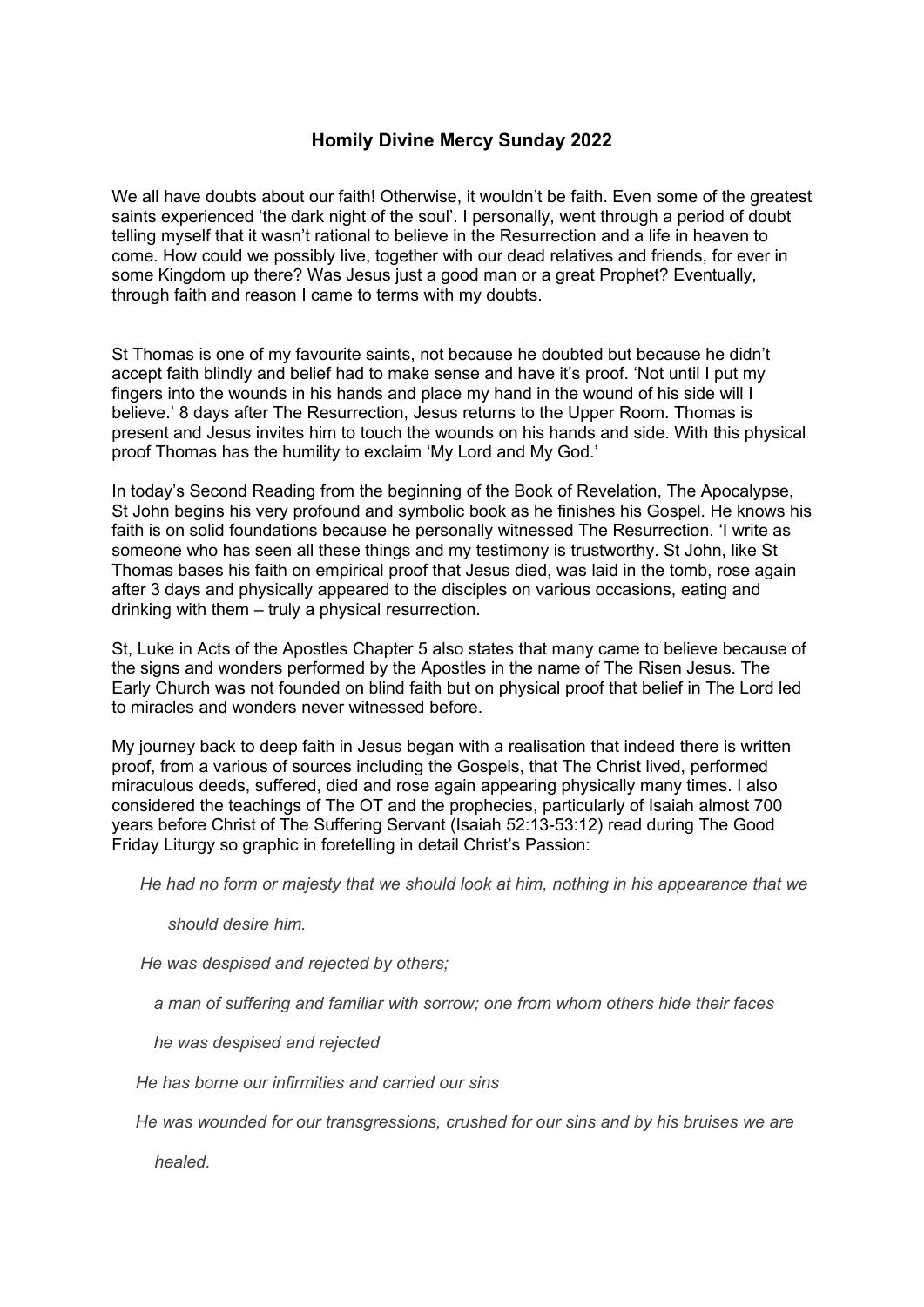## Homily Divine Mercy Sunday 2022

We all have doubts about our faith! Otherwise, it wouldn't be faith. Even some of the greatest saints experienced 'the dark night of the soul'. I personally, went through a period of doubt telling myself that it wasn't rational to believe in the Resurrection and a life in heaven to come. How could we possibly live, together with our dead relatives and friends, for ever in some Kingdom up there? Was Jesus just a good man or a great Prophet? Eventually, through faith and reason I came to terms with my doubts.

St Thomas is one of my favourite saints, not because he doubted but because he didn't accept faith blindly and belief had to make sense and have it's proof. 'Not until I put my fingers into the wounds in his hands and place my hand in the wound of his side will I believe.' 8 days after The Resurrection, Jesus returns to the Upper Room. Thomas is present and Jesus invites him to touch the wounds on his hands and side. With this physical proof Thomas has the humility to exclaim 'My Lord and My God.'

In today's Second Reading from the beginning of the Book of Revelation, The Apocalypse, St John begins his very profound and symbolic book as he finishes his Gospel. He knows his faith is on solid foundations because he personally witnessed The Resurrection. 'I write as someone who has seen all these things and my testimony is trustworthy. St John, like St Thomas bases his faith on empirical proof that Jesus died, was laid in the tomb, rose again after 3 days and physically appeared to the disciples on various occasions, eating and drinking with them – truly a physical resurrection.

St, Luke in Acts of the Apostles Chapter 5 also states that many came to believe because of the signs and wonders performed by the Apostles in the name of The Risen Jesus. The Early Church was not founded on blind faith but on physical proof that belief in The Lord led to miracles and wonders never witnessed before.

My journey back to deep faith in Jesus began with a realisation that indeed there is written proof, from a various of sources including the Gospels, that The Christ lived, performed miraculous deeds, suffered, died and rose again appearing physically many times. I also considered the teachings of The OT and the prophecies, particularly of Isaiah almost 700 years before Christ of The Suffering Servant (Isaiah 52:13-53:12) read during The Good Friday Liturgy so graphic in foretelling in detail Christ's Passion:

> *He had no form or majesty that we should look at him, nothing in his appearance that we should desire him.*
>
> *He was despised and rejected by others;*
>
> *a man of suffering and familiar with sorrow; one from whom others hide their faces*
>
> *he was despised and rejected*
>
> *He has borne our infirmities and carried our sins*
>
> *He was wounded for our transgressions, crushed for our sins and by his bruises we are healed.*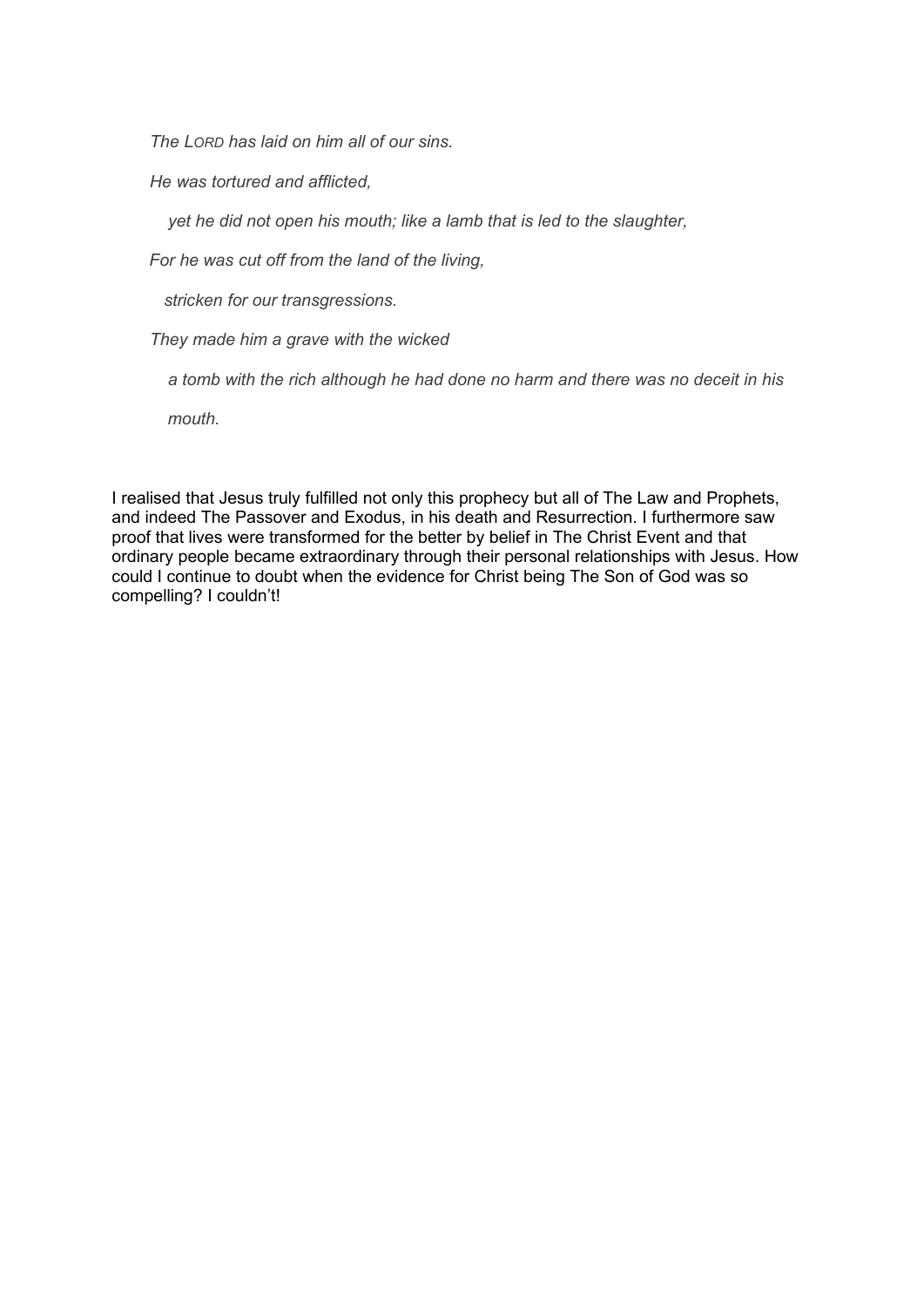*The LORD has laid on him all of our sins.*

*He was tortured and afflicted,*

*yet he did not open his mouth; like a lamb that is led to the slaughter,*

*For he was cut off from the land of the living,*

*stricken for our transgressions.*

*They made him a grave with the wicked*

*a tomb with the rich although he had done no harm and there was no deceit in his mouth.*

I realised that Jesus truly fulfilled not only this prophecy but all of The Law and Prophets, and indeed The Passover and Exodus, in his death and Resurrection. I furthermore saw proof that lives were transformed for the better by belief in The Christ Event and that ordinary people became extraordinary through their personal relationships with Jesus. How could I continue to doubt when the evidence for Christ being The Son of God was so compelling? I couldn't!